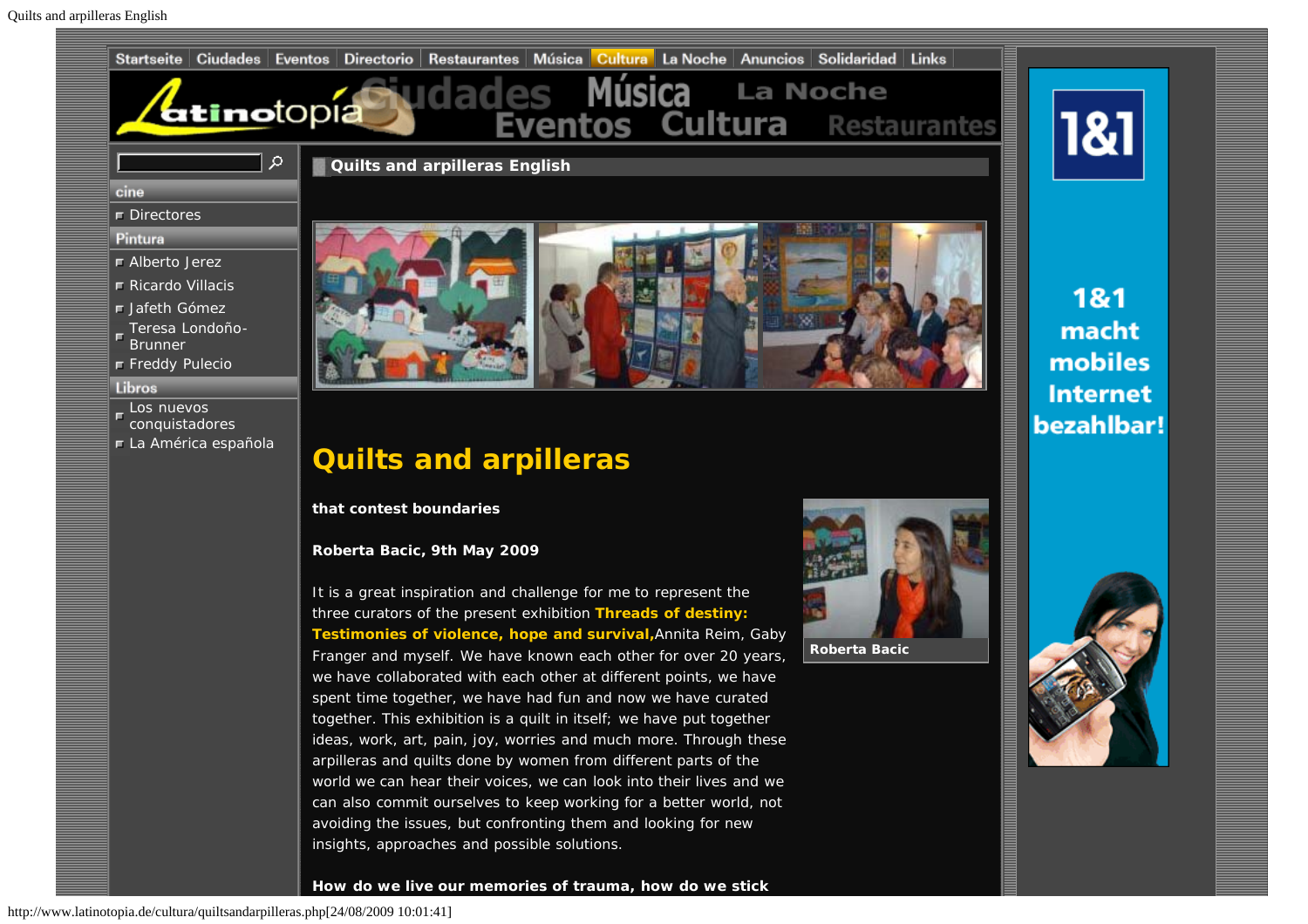Startseite | Ciudades | Eventos | Directorio | Restaurantes | Música | Cultura | La Noche | Anuncios | Solidaridad | Links

**cine**

- Directores

**Pintura**

- Alberto Jerez
- Ricardo Villacis
- Jafeth Gómez
- Teresa Londoño-Brunner
- Freddy Pulecio

**Libros**

- Los nuevos conquistadores
- La América española

## Quilts and arpilleras English

# Quilts and arpilleras

**that contest boundaries**

**Roberta Bacic, 9th May 2009**

Roberta Bacic

It is a great inspiration and challenge for me to represent the three curators of the present exhibition **Threads of destiny: Testimonies of violence, hope and survival,** Annita Reim, Gaby Franger and myself. We have known each other for over 20 years, we have collaborated with each other at different points, we have spent time together, we have had fun and now we have curated together. This exhibition is a quilt in itself; we have put together ideas, work, art, pain, joy, worries and much more. Through these arpilleras and quilts done by women from different parts of the world we can hear their voices, we can look into their lives and we can also commit ourselves to keep working for a better world, not avoiding the issues, but confronting them and looking for new insights, approaches and possible solutions.

**How do we live our memories of trauma, how do we stick**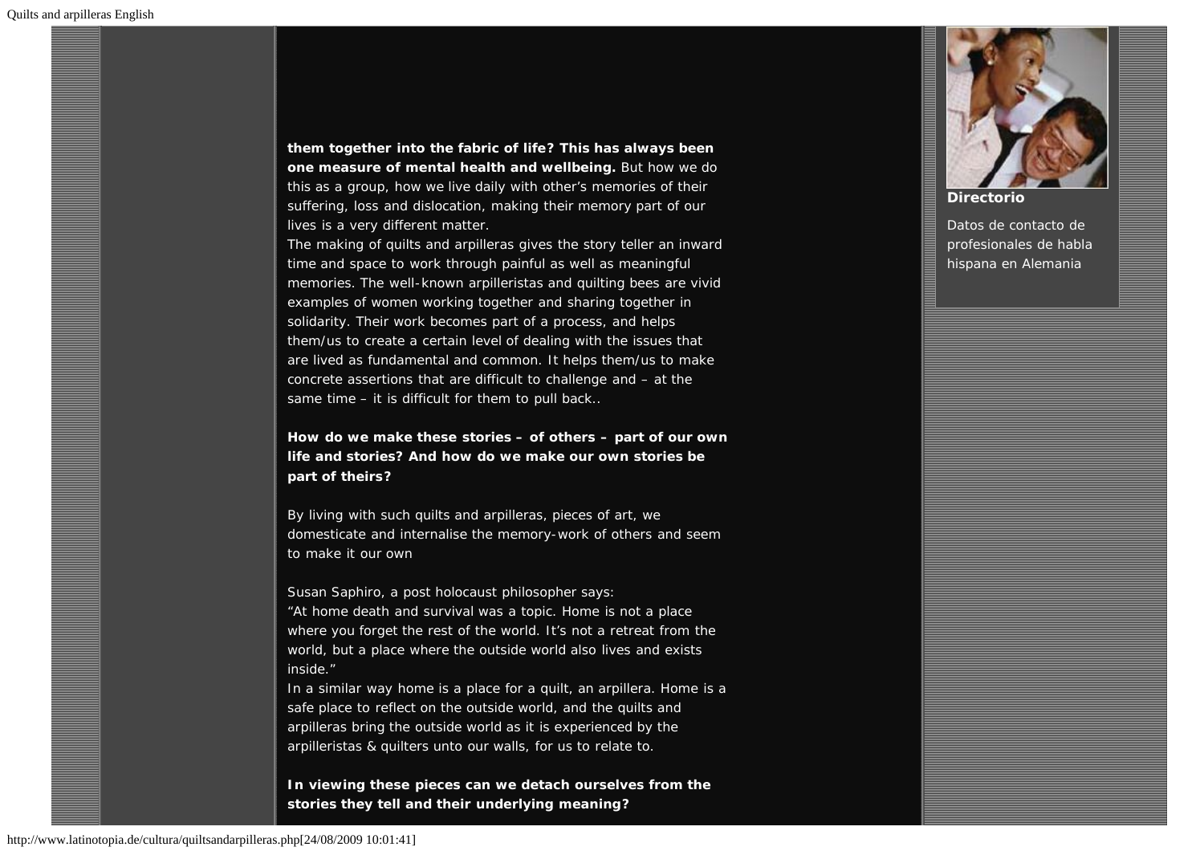**them together into the fabric of life? This has always been one measure of mental health and wellbeing.** But how we do this as a group, how we live daily with other's memories of their suffering, loss and dislocation, making their memory part of our lives is a very different matter.
The making of quilts and arpilleras gives the story teller an inward time and space to work through painful as well as meaningful memories. The well-known arpilleristas and quilting bees are vivid examples of women working together and sharing together in solidarity. Their work becomes part of a process, and helps them/us to create a certain level of dealing with the issues that are lived as fundamental and common. It helps them/us to make concrete assertions that are difficult to challenge and – at the same time – it is difficult for them to pull back..

**How do we make these stories – of others – part of our own life and stories? And how do we make our own stories be part of theirs?**

By living with such quilts and arpilleras, pieces of art, we domesticate and internalise the memory-work of others and seem to make it our own

Susan Saphiro, a post holocaust philosopher says:
"At home death and survival was a topic. Home is not a place where you forget the rest of the world. It's not a retreat from the world, but a place where the outside world also lives and exists inside."
In a similar way home is a place for a quilt, an arpillera. Home is a safe place to reflect on the outside world, and the quilts and arpilleras bring the outside world as it is experienced by the arpilleristas & quilters unto our walls, for us to relate to.

**In viewing these pieces can we detach ourselves from the stories they tell and their underlying meaning?**

**Directorio**

Datos de contacto de profesionales de habla hispana en Alemania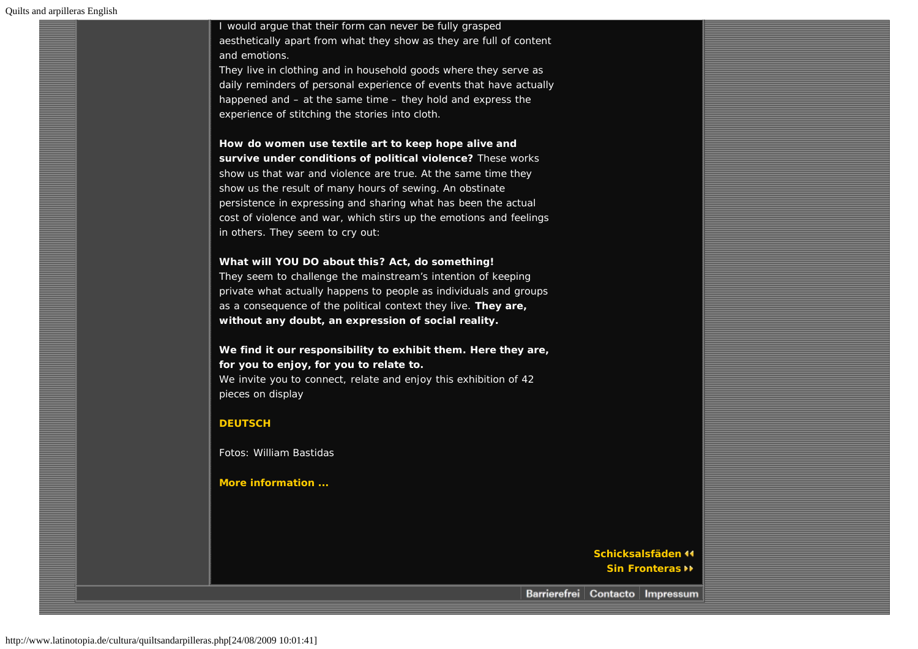I would argue that their form can never be fully grasped aesthetically apart from what they show as they are full of content and emotions.
They live in clothing and in household goods where they serve as daily reminders of personal experience of events that have actually happened and – at the same time – they hold and express the experience of stitching the stories into cloth.

**How do women use textile art to keep hope alive and survive under conditions of political violence?** These works show us that war and violence are true. At the same time they show us the result of many hours of sewing. An obstinate persistence in expressing and sharing what has been the actual cost of violence and war, which stirs up the emotions and feelings in others. They seem to cry out:

**What will YOU DO about this? Act, do something!**
They seem to challenge the mainstream's intention of keeping private what actually happens to people as individuals and groups as a consequence of the political context they live. **They are, without any doubt, an expression of social reality.**

**We find it our responsibility to exhibit them. Here they are, for you to enjoy, for you to relate to.**
We invite you to connect, relate and enjoy this exhibition of 42 pieces on display

**DEUTSCH**

Fotos: William Bastidas

**More information ...**

**Schicksalsfäden ◂◂**
**Sin Fronteras ▸▸**

Barrierefrei | Contacto | Impressum